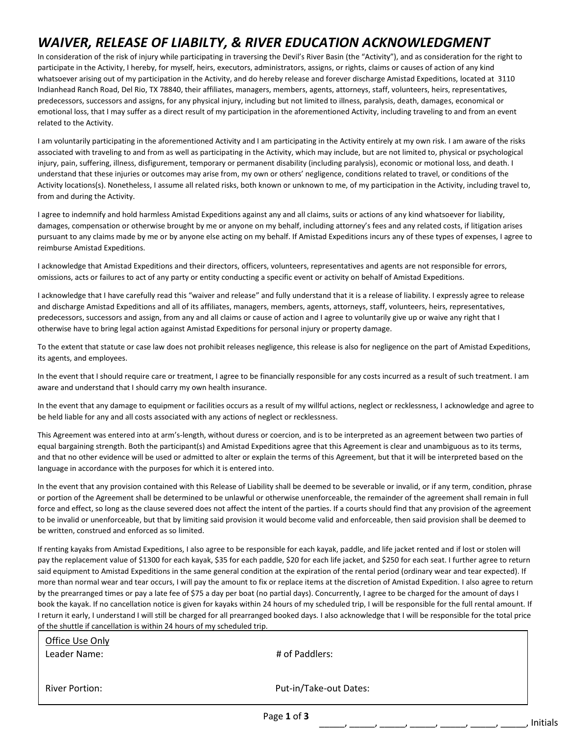# *WAIVER, RELEASE OF LIABILTY, & RIVER EDUCATION ACKNOWLEDGMENT*

In consideration of the risk of injury while participating in traversing the Devil's River Basin (the "Activity"), and as consideration for the right to participate in the Activity, I hereby, for myself, heirs, executors, administrators, assigns, or rights, claims or causes of action of any kind whatsoever arising out of my participation in the Activity, and do hereby release and forever discharge Amistad Expeditions, located at 3110 Indianhead Ranch Road, Del Rio, TX 78840, their affiliates, managers, members, agents, attorneys, staff, volunteers, heirs, representatives, predecessors, successors and assigns, for any physical injury, including but not limited to illness, paralysis, death, damages, economical or emotional loss, that I may suffer as a direct result of my participation in the aforementioned Activity, including traveling to and from an event related to the Activity.

I am voluntarily participating in the aforementioned Activity and I am participating in the Activity entirely at my own risk. I am aware of the risks associated with traveling to and from as well as participating in the Activity, which may include, but are not limited to, physical or psychological injury, pain, suffering, illness, disfigurement, temporary or permanent disability (including paralysis), economic or motional loss, and death. I understand that these injuries or outcomes may arise from, my own or others' negligence, conditions related to travel, or conditions of the Activity locations(s). Nonetheless, I assume all related risks, both known or unknown to me, of my participation in the Activity, including travel to, from and during the Activity.

I agree to indemnify and hold harmless Amistad Expeditions against any and all claims, suits or actions of any kind whatsoever for liability, damages, compensation or otherwise brought by me or anyone on my behalf, including attorney's fees and any related costs, if litigation arises pursuant to any claims made by me or by anyone else acting on my behalf. If Amistad Expeditions incurs any of these types of expenses, I agree to reimburse Amistad Expeditions.

I acknowledge that Amistad Expeditions and their directors, officers, volunteers, representatives and agents are not responsible for errors, omissions, acts or failures to act of any party or entity conducting a specific event or activity on behalf of Amistad Expeditions.

I acknowledge that I have carefully read this "waiver and release" and fully understand that it is a release of liability. I expressly agree to release and discharge Amistad Expeditions and all of its affiliates, managers, members, agents, attorneys, staff, volunteers, heirs, representatives, predecessors, successors and assign, from any and all claims or cause of action and I agree to voluntarily give up or waive any right that I otherwise have to bring legal action against Amistad Expeditions for personal injury or property damage.

To the extent that statute or case law does not prohibit releases negligence, this release is also for negligence on the part of Amistad Expeditions, its agents, and employees.

In the event that I should require care or treatment, I agree to be financially responsible for any costs incurred as a result of such treatment. I am aware and understand that I should carry my own health insurance.

In the event that any damage to equipment or facilities occurs as a result of my willful actions, neglect or recklessness, I acknowledge and agree to be held liable for any and all costs associated with any actions of neglect or recklessness.

This Agreement was entered into at arm's-length, without duress or coercion, and is to be interpreted as an agreement between two parties of equal bargaining strength. Both the participant(s) and Amistad Expeditions agree that this Agreement is clear and unambiguous as to its terms, and that no other evidence will be used or admitted to alter or explain the terms of this Agreement, but that it will be interpreted based on the language in accordance with the purposes for which it is entered into.

In the event that any provision contained with this Release of Liability shall be deemed to be severable or invalid, or if any term, condition, phrase or portion of the Agreement shall be determined to be unlawful or otherwise unenforceable, the remainder of the agreement shall remain in full force and effect, so long as the clause severed does not affect the intent of the parties. If a courts should find that any provision of the agreement to be invalid or unenforceable, but that by limiting said provision it would become valid and enforceable, then said provision shall be deemed to be written, construed and enforced as so limited.

If renting kayaks from Amistad Expeditions, I also agree to be responsible for each kayak, paddle, and life jacket rented and if lost or stolen will pay the replacement value of $1300 for each kayak, $35 for each paddle, $20 for each life jacket, and $250 for each seat. I further agree to return said equipment to Amistad Expeditions in the same general condition at the expiration of the rental period (ordinary wear and tear expected). If more than normal wear and tear occurs, I will pay the amount to fix or replace items at the discretion of Amistad Expedition. I also agree to return by the prearranged times or pay a late fee of $75 a day per boat (no partial days). Concurrently, I agree to be charged for the amount of days I book the kayak. If no cancellation notice is given for kayaks within 24 hours of my scheduled trip, I will be responsible for the full rental amount. If I return it early, I understand I will still be charged for all prearranged booked days. I also acknowledge that I will be responsible for the total price of the shuttle if cancellation is within 24 hours of my scheduled trip.

| Office Use Only | |
|---|---|
| Leader Name: | # of Paddlers: |
| River Portion: | Put-in/Take-out Dates: |

_____, _____, _____, _____, _____, _____, _____, Initials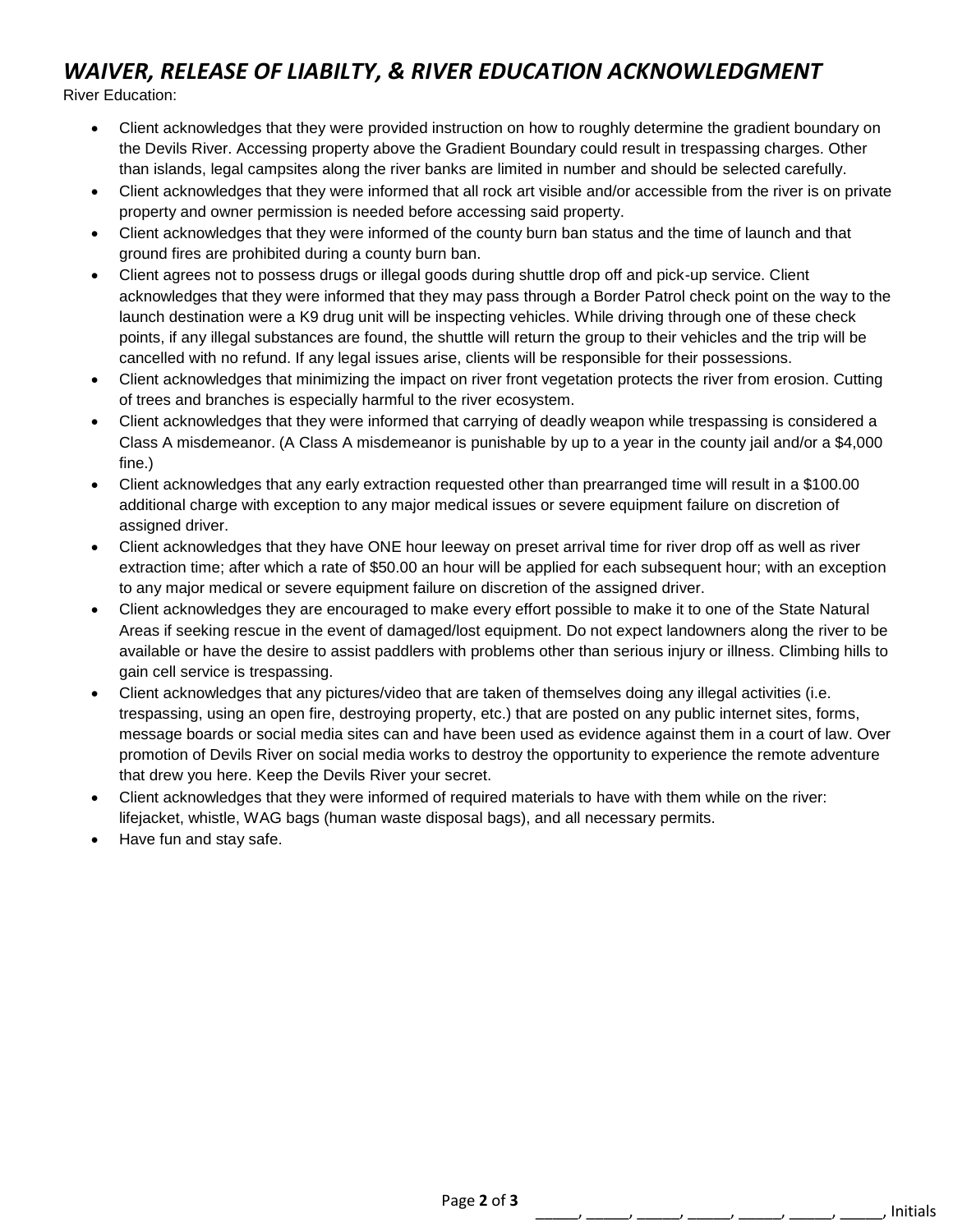# *WAIVER, RELEASE OF LIABILTY, & RIVER EDUCATION ACKNOWLEDGMENT*

River Education:

- Client acknowledges that they were provided instruction on how to roughly determine the gradient boundary on the Devils River. Accessing property above the Gradient Boundary could result in trespassing charges. Other than islands, legal campsites along the river banks are limited in number and should be selected carefully.
- Client acknowledges that they were informed that all rock art visible and/or accessible from the river is on private property and owner permission is needed before accessing said property.
- Client acknowledges that they were informed of the county burn ban status and the time of launch and that ground fires are prohibited during a county burn ban.
- Client agrees not to possess drugs or illegal goods during shuttle drop off and pick-up service. Client acknowledges that they were informed that they may pass through a Border Patrol check point on the way to the launch destination were a K9 drug unit will be inspecting vehicles. While driving through one of these check points, if any illegal substances are found, the shuttle will return the group to their vehicles and the trip will be cancelled with no refund. If any legal issues arise, clients will be responsible for their possessions.
- Client acknowledges that minimizing the impact on river front vegetation protects the river from erosion. Cutting of trees and branches is especially harmful to the river ecosystem.
- Client acknowledges that they were informed that carrying of deadly weapon while trespassing is considered a Class A misdemeanor. (A Class A misdemeanor is punishable by up to a year in the county jail and/or a $4,000 fine.)
- Client acknowledges that any early extraction requested other than prearranged time will result in a $100.00 additional charge with exception to any major medical issues or severe equipment failure on discretion of assigned driver.
- Client acknowledges that they have ONE hour leeway on preset arrival time for river drop off as well as river extraction time; after which a rate of $50.00 an hour will be applied for each subsequent hour; with an exception to any major medical or severe equipment failure on discretion of the assigned driver.
- Client acknowledges they are encouraged to make every effort possible to make it to one of the State Natural Areas if seeking rescue in the event of damaged/lost equipment. Do not expect landowners along the river to be available or have the desire to assist paddlers with problems other than serious injury or illness. Climbing hills to gain cell service is trespassing.
- Client acknowledges that any pictures/video that are taken of themselves doing any illegal activities (i.e. trespassing, using an open fire, destroying property, etc.) that are posted on any public internet sites, forms, message boards or social media sites can and have been used as evidence against them in a court of law. Over promotion of Devils River on social media works to destroy the opportunity to experience the remote adventure that drew you here. Keep the Devils River your secret.
- Client acknowledges that they were informed of required materials to have with them while on the river: lifejacket, whistle, WAG bags (human waste disposal bags), and all necessary permits.
- Have fun and stay safe.

_____, _____, _____, _____, _____, _____, _____, Initials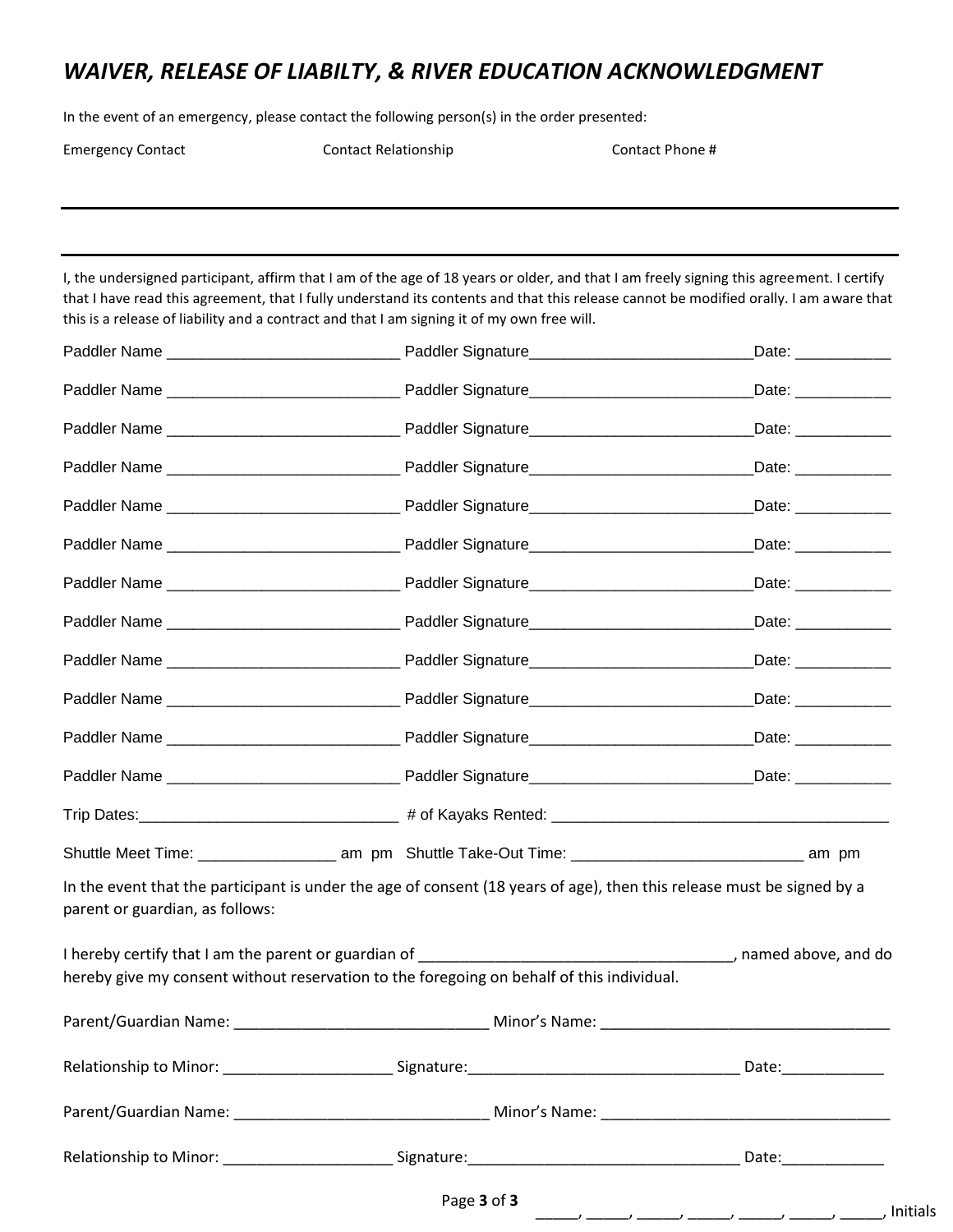# *WAIVER, RELEASE OF LIABILTY, & RIVER EDUCATION ACKNOWLEDGMENT*

In the event of an emergency, please contact the following person(s) in the order presented:

| Emergency Contact | Contact Relationship | Contact Phone # |
|---|---|---|
| | | |
| | | |

I, the undersigned participant, affirm that I am of the age of 18 years or older, and that I am freely signing this agreement. I certify that I have read this agreement, that I fully understand its contents and that this release cannot be modified orally. I am aware that this is a release of liability and a contract and that I am signing it of my own free will.

Paddler Name ___________________________ Paddler Signature__________________________Date: ___________

Paddler Name ___________________________ Paddler Signature__________________________Date: ___________

Paddler Name ___________________________ Paddler Signature__________________________Date: ___________

Paddler Name ___________________________ Paddler Signature__________________________Date: ___________

Paddler Name ___________________________ Paddler Signature__________________________Date: ___________

Paddler Name ___________________________ Paddler Signature__________________________Date: ___________

Paddler Name ___________________________ Paddler Signature__________________________Date: ___________

Paddler Name ___________________________ Paddler Signature__________________________Date: ___________

Paddler Name ___________________________ Paddler Signature__________________________Date: ___________

Paddler Name ___________________________ Paddler Signature__________________________Date: ___________

Paddler Name ___________________________ Paddler Signature__________________________Date: ___________

Paddler Name ___________________________ Paddler Signature__________________________Date: ___________

Trip Dates:______________________________ # of Kayaks Rented: _______________________________________

Shuttle Meet Time: ________________ am pm Shuttle Take-Out Time: ___________________________ am pm

In the event that the participant is under the age of consent (18 years of age), then this release must be signed by a parent or guardian, as follows:

I hereby certify that I am the parent or guardian of ____________________________________, named above, and do hereby give my consent without reservation to the foregoing on behalf of this individual.

Parent/Guardian Name: _____________________________ Minor's Name: _________________________________

Relationship to Minor: ____________________ Signature:________________________________ Date:____________

Parent/Guardian Name: _____________________________ Minor's Name: _________________________________

Relationship to Minor: ____________________ Signature:________________________________ Date:____________

_____, _____, _____, _____, _____, _____, _____, Initials